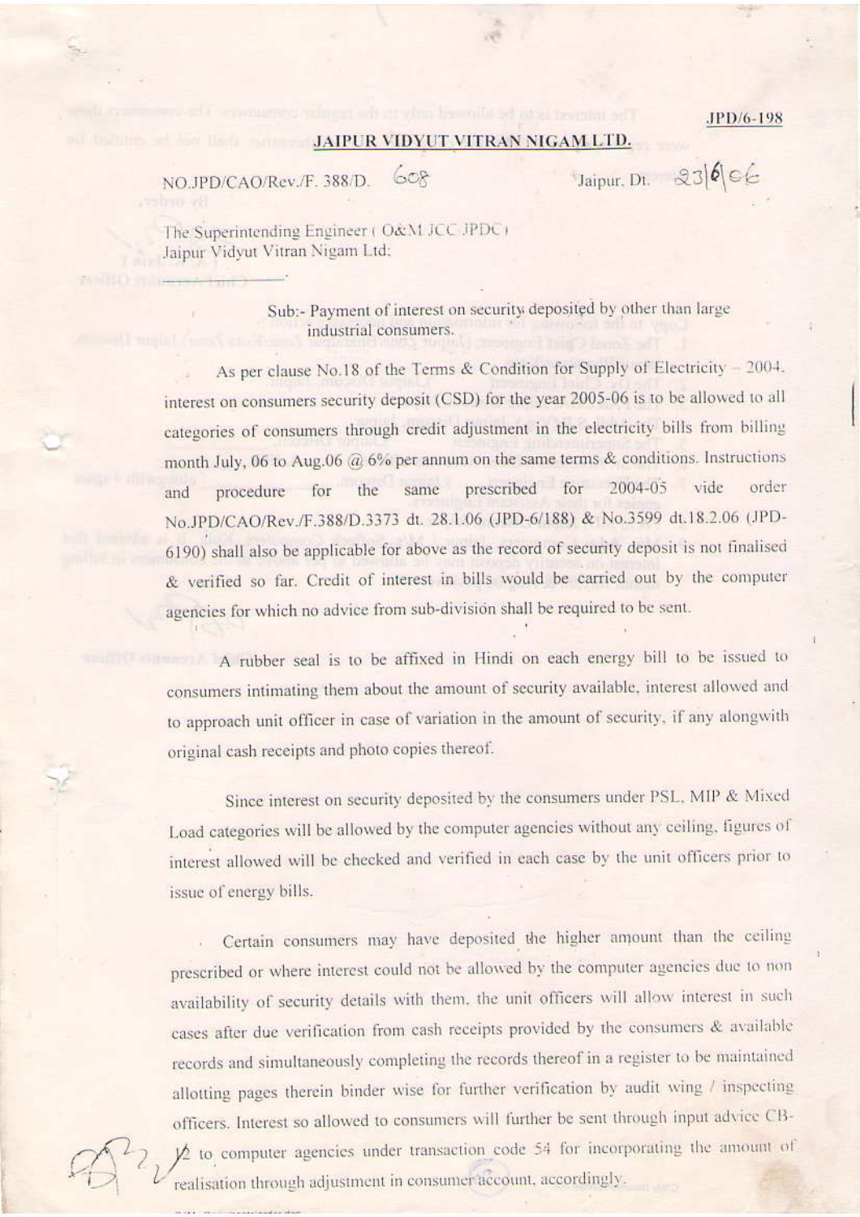JPD/6-198

**JAIPUR VIDYUT VITRAN NIGAM LTD.**

NO.JPD/CAO/Rev./F. 388/D. 608 Jaipur, Dt. 23/6/06

The Superintending Engineer ( O&M JCC JPDC )
Jaipur Vidyut Vitran Nigam Ltd.

Sub:- Payment of interest on security deposited by other than large industrial consumers.

As per clause No.18 of the Terms & Condition for Supply of Electricity – 2004, interest on consumers security deposit (CSD) for the year 2005-06 is to be allowed to all categories of consumers through credit adjustment in the electricity bills from billing month July, 06 to Aug.06 @ 6% per annum on the same terms & conditions. Instructions and procedure for the same prescribed for 2004-05 vide order No.JPD/CAO/Rev./F.388/D.3373 dt. 28.1.06 (JPD-6/188) & No.3599 dt.18.2.06 (JPD-6190) shall also be applicable for above as the record of security deposit is not finalised & verified so far. Credit of interest in bills would be carried out by the computer agencies for which no advice from sub-division shall be required to be sent.

A rubber seal is to be affixed in Hindi on each energy bill to be issued to consumers intimating them about the amount of security available, interest allowed and to approach unit officer in case of variation in the amount of security, if any alongwith original cash receipts and photo copies thereof.

Since interest on security deposited by the consumers under PSL, MIP & Mixed Load categories will be allowed by the computer agencies without any ceiling, figures of interest allowed will be checked and verified in each case by the unit officers prior to issue of energy bills.

Certain consumers may have deposited the higher amount than the ceiling prescribed or where interest could not be allowed by the computer agencies due to non availability of security details with them, the unit officers will allow interest in such cases after due verification from cash receipts provided by the consumers & available records and simultaneously completing the records thereof in a register to be maintained allotting pages therein binder wise for further verification by audit wing / inspecting officers. Interest so allowed to consumers will further be sent through input advice CB-12 to computer agencies under transaction code 54 for incorporating the amount of realisation through adjustment in consumer account, accordingly.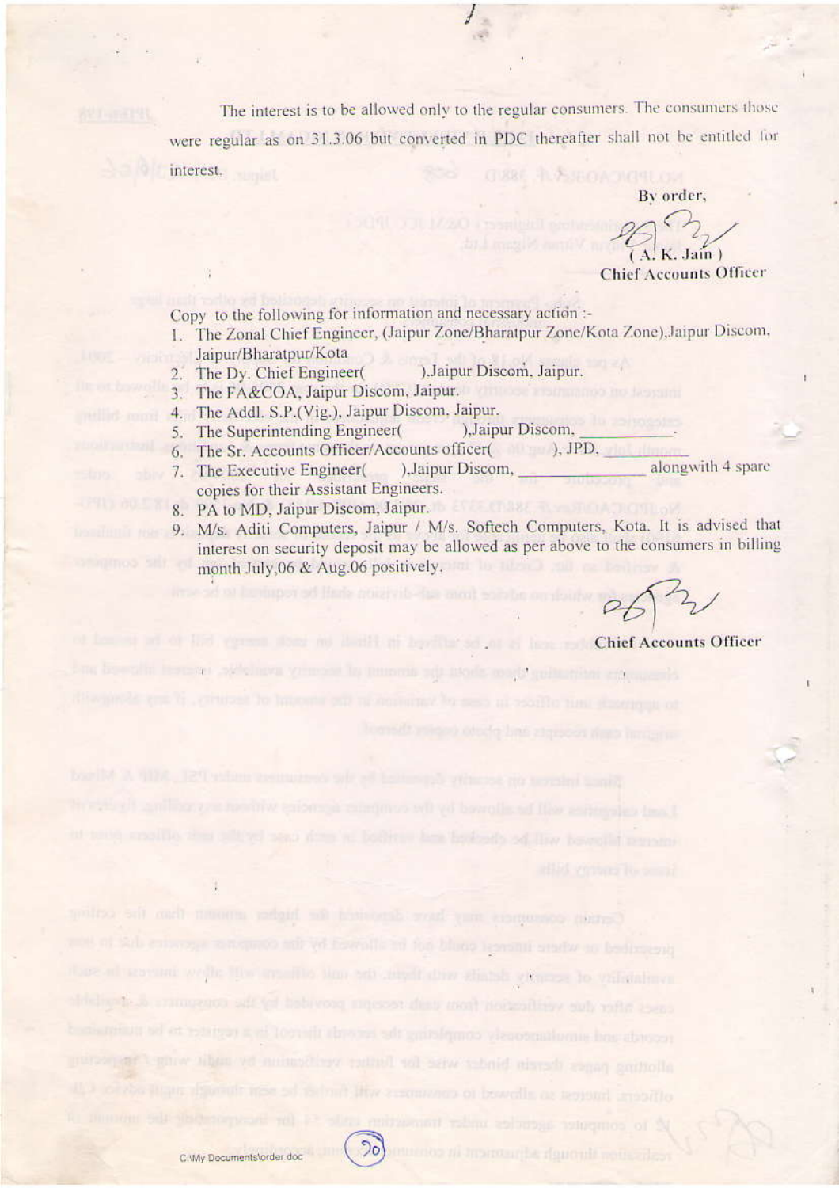The interest is to be allowed only to the regular consumers. The consumers those were regular as on 31.3.06 but converted in PDC thereafter shall not be entitled for interest.

By order,

( A. K. Jain )
**Chief Accounts Officer**

Copy to the following for information and necessary action :-

1. The Zonal Chief Engineer, (Jaipur Zone/Bharatpur Zone/Kota Zone),Jaipur Discom, Jaipur/Bharatpur/Kota
2. The Dy. Chief Engineer( ),Jaipur Discom, Jaipur.
3. The FA&COA, Jaipur Discom, Jaipur.
4. The Addl. S.P.(Vig.), Jaipur Discom, Jaipur.
5. The Superintending Engineer( ),Jaipur Discom, \_\_\_\_\_\_\_\_\_\_.
6. The Sr. Accounts Officer/Accounts officer( ), JPD, \_\_\_\_\_\_\_\_\_\_
7. The Executive Engineer( ),Jaipur Discom, \_\_\_\_\_\_\_\_\_\_\_\_\_\_ alongwith 4 spare copies for their Assistant Engineers.
8. PA to MD, Jaipur Discom, Jaipur.
9. M/s. Aditi Computers, Jaipur / M/s. Softech Computers, Kota. It is advised that interest on security deposit may be allowed as per above to the consumers in billing month July,06 & Aug.06 positively.

**Chief Accounts Officer**

C:\My Documents\order doc